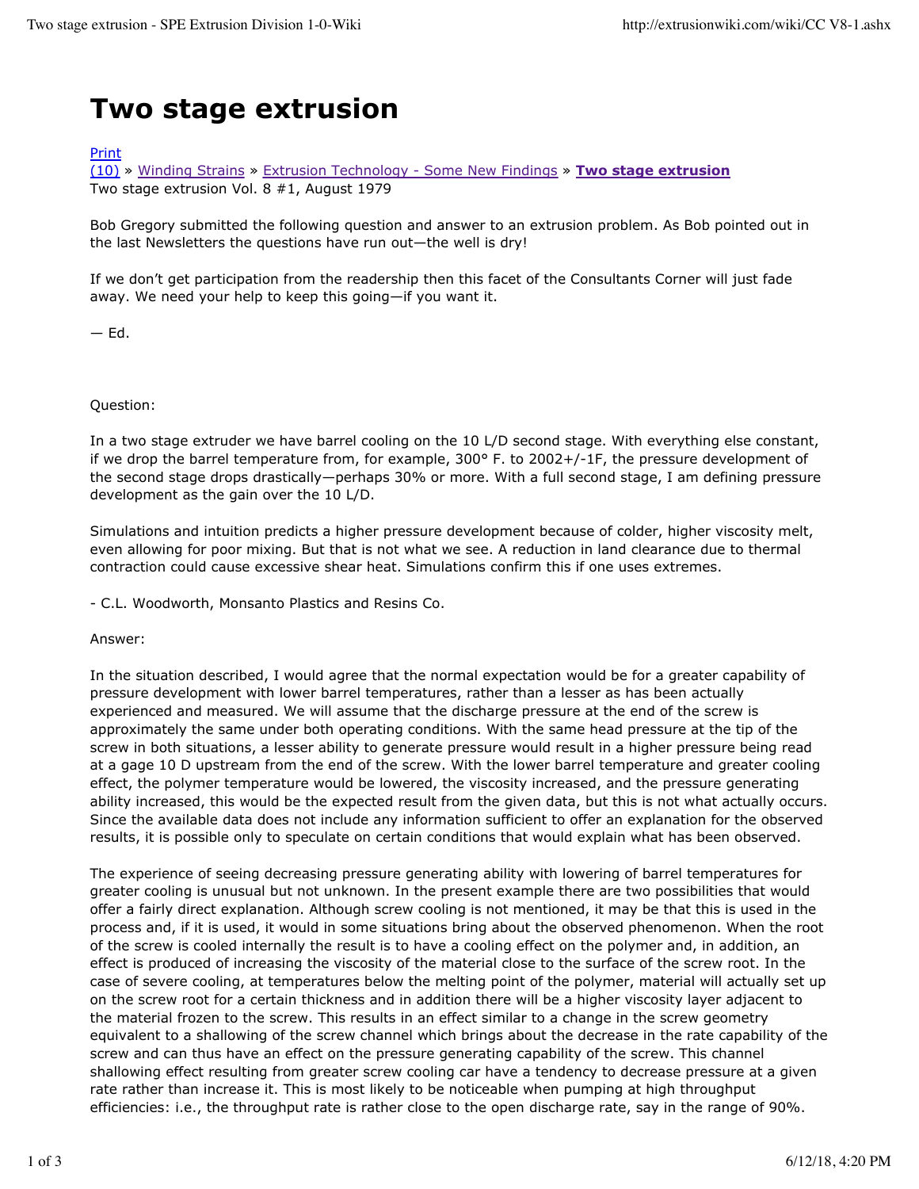# Two stage extrusion

Print
(10) » Winding Strains » Extrusion Technology - Some New Findings » **Two stage extrusion**
Two stage extrusion Vol. 8 #1, August 1979

Bob Gregory submitted the following question and answer to an extrusion problem. As Bob pointed out in the last Newsletters the questions have run out—the well is dry!

If we don't get participation from the readership then this facet of the Consultants Corner will just fade away. We need your help to keep this going—if you want it.

— Ed.

Question:

In a two stage extruder we have barrel cooling on the 10 L/D second stage. With everything else constant, if we drop the barrel temperature from, for example, 300° F. to 2002+/-1F, the pressure development of the second stage drops drastically—perhaps 30% or more. With a full second stage, I am defining pressure development as the gain over the 10 L/D.

Simulations and intuition predicts a higher pressure development because of colder, higher viscosity melt, even allowing for poor mixing. But that is not what we see. A reduction in land clearance due to thermal contraction could cause excessive shear heat. Simulations confirm this if one uses extremes.

- C.L. Woodworth, Monsanto Plastics and Resins Co.

Answer:

In the situation described, I would agree that the normal expectation would be for a greater capability of pressure development with lower barrel temperatures, rather than a lesser as has been actually experienced and measured. We will assume that the discharge pressure at the end of the screw is approximately the same under both operating conditions. With the same head pressure at the tip of the screw in both situations, a lesser ability to generate pressure would result in a higher pressure being read at a gage 10 D upstream from the end of the screw. With the lower barrel temperature and greater cooling effect, the polymer temperature would be lowered, the viscosity increased, and the pressure generating ability increased, this would be the expected result from the given data, but this is not what actually occurs. Since the available data does not include any information sufficient to offer an explanation for the observed results, it is possible only to speculate on certain conditions that would explain what has been observed.

The experience of seeing decreasing pressure generating ability with lowering of barrel temperatures for greater cooling is unusual but not unknown. In the present example there are two possibilities that would offer a fairly direct explanation. Although screw cooling is not mentioned, it may be that this is used in the process and, if it is used, it would in some situations bring about the observed phenomenon. When the root of the screw is cooled internally the result is to have a cooling effect on the polymer and, in addition, an effect is produced of increasing the viscosity of the material close to the surface of the screw root. In the case of severe cooling, at temperatures below the melting point of the polymer, material will actually set up on the screw root for a certain thickness and in addition there will be a higher viscosity layer adjacent to the material frozen to the screw. This results in an effect similar to a change in the screw geometry equivalent to a shallowing of the screw channel which brings about the decrease in the rate capability of the screw and can thus have an effect on the pressure generating capability of the screw. This channel shallowing effect resulting from greater screw cooling car have a tendency to decrease pressure at a given rate rather than increase it. This is most likely to be noticeable when pumping at high throughput efficiencies: i.e., the throughput rate is rather close to the open discharge rate, say in the range of 90%.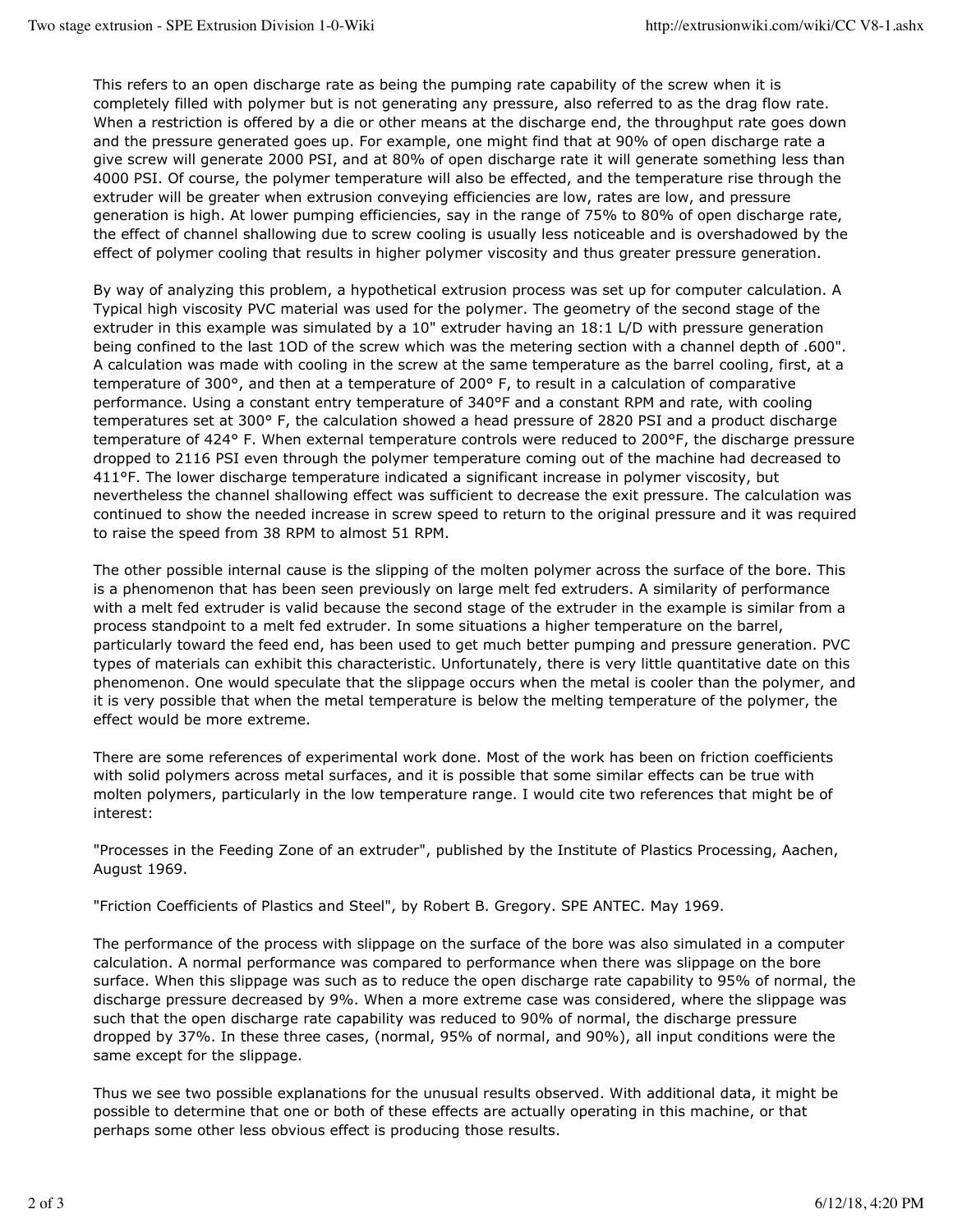This refers to an open discharge rate as being the pumping rate capability of the screw when it is completely filled with polymer but is not generating any pressure, also referred to as the drag flow rate. When a restriction is offered by a die or other means at the discharge end, the throughput rate goes down and the pressure generated goes up. For example, one might find that at 90% of open discharge rate a give screw will generate 2000 PSI, and at 80% of open discharge rate it will generate something less than 4000 PSI. Of course, the polymer temperature will also be effected, and the temperature rise through the extruder will be greater when extrusion conveying efficiencies are low, rates are low, and pressure generation is high. At lower pumping efficiencies, say in the range of 75% to 80% of open discharge rate, the effect of channel shallowing due to screw cooling is usually less noticeable and is overshadowed by the effect of polymer cooling that results in higher polymer viscosity and thus greater pressure generation.

By way of analyzing this problem, a hypothetical extrusion process was set up for computer calculation. A Typical high viscosity PVC material was used for the polymer. The geometry of the second stage of the extruder in this example was simulated by a 10" extruder having an 18:1 L/D with pressure generation being confined to the last 1OD of the screw which was the metering section with a channel depth of .600". A calculation was made with cooling in the screw at the same temperature as the barrel cooling, first, at a temperature of 300°, and then at a temperature of 200° F, to result in a calculation of comparative performance. Using a constant entry temperature of 340°F and a constant RPM and rate, with cooling temperatures set at 300° F, the calculation showed a head pressure of 2820 PSI and a product discharge temperature of 424° F. When external temperature controls were reduced to 200°F, the discharge pressure dropped to 2116 PSI even through the polymer temperature coming out of the machine had decreased to 411°F. The lower discharge temperature indicated a significant increase in polymer viscosity, but nevertheless the channel shallowing effect was sufficient to decrease the exit pressure. The calculation was continued to show the needed increase in screw speed to return to the original pressure and it was required to raise the speed from 38 RPM to almost 51 RPM.

The other possible internal cause is the slipping of the molten polymer across the surface of the bore. This is a phenomenon that has been seen previously on large melt fed extruders. A similarity of performance with a melt fed extruder is valid because the second stage of the extruder in the example is similar from a process standpoint to a melt fed extruder. In some situations a higher temperature on the barrel, particularly toward the feed end, has been used to get much better pumping and pressure generation. PVC types of materials can exhibit this characteristic. Unfortunately, there is very little quantitative date on this phenomenon. One would speculate that the slippage occurs when the metal is cooler than the polymer, and it is very possible that when the metal temperature is below the melting temperature of the polymer, the effect would be more extreme.

There are some references of experimental work done. Most of the work has been on friction coefficients with solid polymers across metal surfaces, and it is possible that some similar effects can be true with molten polymers, particularly in the low temperature range. I would cite two references that might be of interest:

"Processes in the Feeding Zone of an extruder", published by the Institute of Plastics Processing, Aachen, August 1969.

"Friction Coefficients of Plastics and Steel", by Robert B. Gregory. SPE ANTEC. May 1969.

The performance of the process with slippage on the surface of the bore was also simulated in a computer calculation. A normal performance was compared to performance when there was slippage on the bore surface. When this slippage was such as to reduce the open discharge rate capability to 95% of normal, the discharge pressure decreased by 9%. When a more extreme case was considered, where the slippage was such that the open discharge rate capability was reduced to 90% of normal, the discharge pressure dropped by 37%. In these three cases, (normal, 95% of normal, and 90%), all input conditions were the same except for the slippage.

Thus we see two possible explanations for the unusual results observed. With additional data, it might be possible to determine that one or both of these effects are actually operating in this machine, or that perhaps some other less obvious effect is producing those results.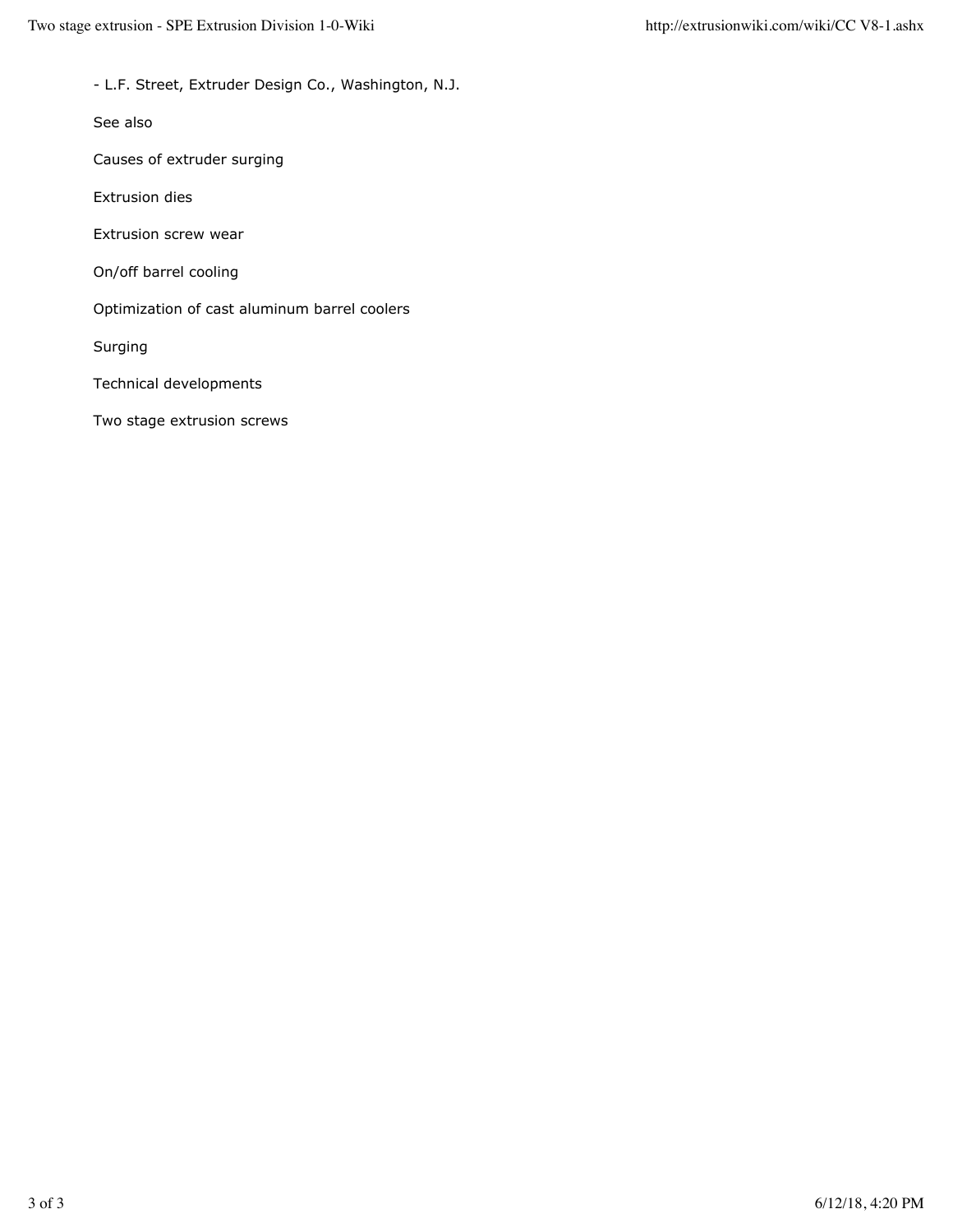- L.F. Street, Extruder Design Co., Washington, N.J.

See also

Causes of extruder surging

Extrusion dies

Extrusion screw wear

On/off barrel cooling

Optimization of cast aluminum barrel coolers

Surging

Technical developments

Two stage extrusion screws